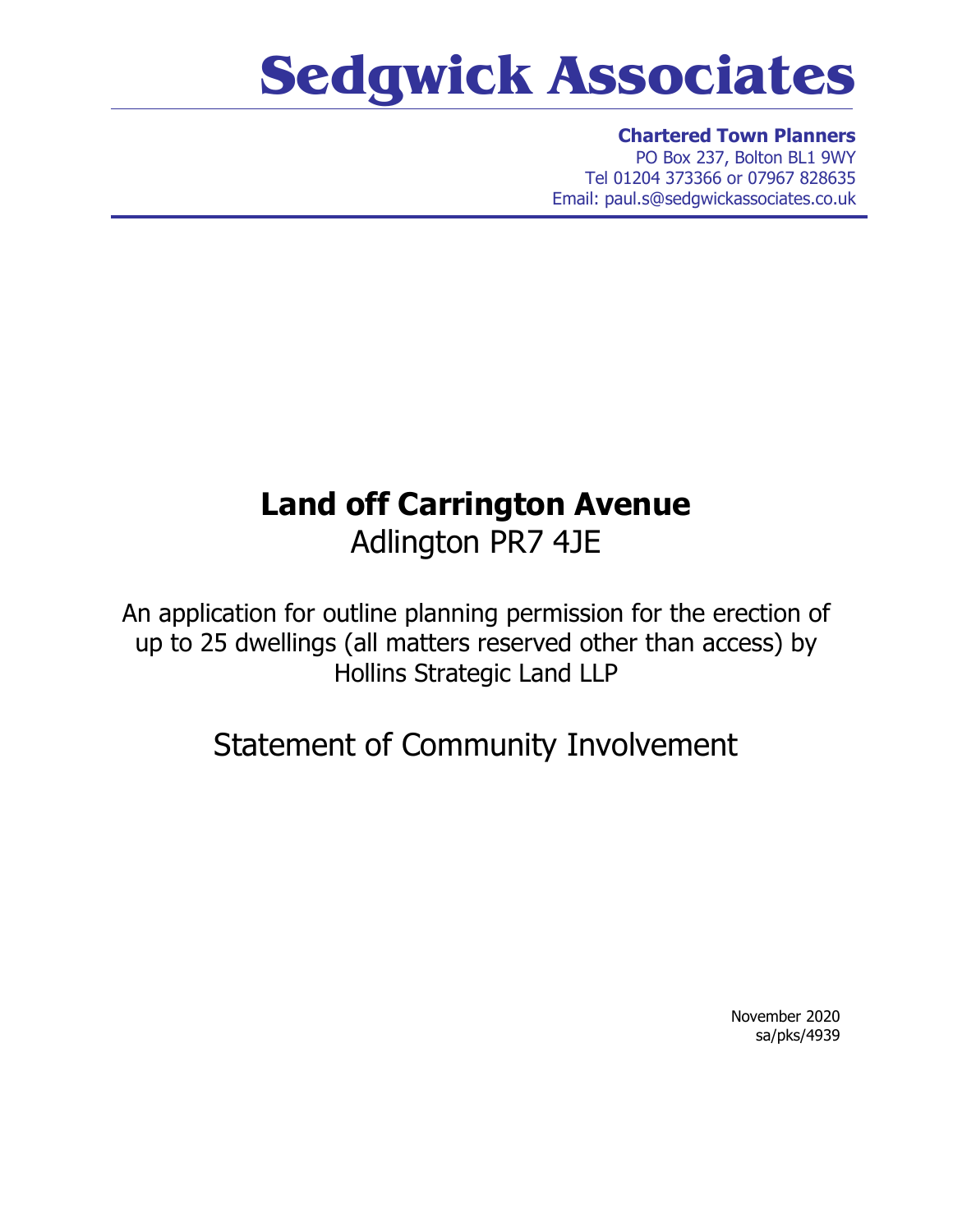# Sedgwick Associates

**Chartered Town Planners**
PO Box 237, Bolton BL1 9WY
Tel 01204 373366 or 07967 828635
Email: paul.s@sedgwickassociates.co.uk

## Land off Carrington Avenue
Adlington PR7 4JE

An application for outline planning permission for the erection of up to 25 dwellings (all matters reserved other than access) by Hollins Strategic Land LLP

## Statement of Community Involvement

November 2020
sa/pks/4939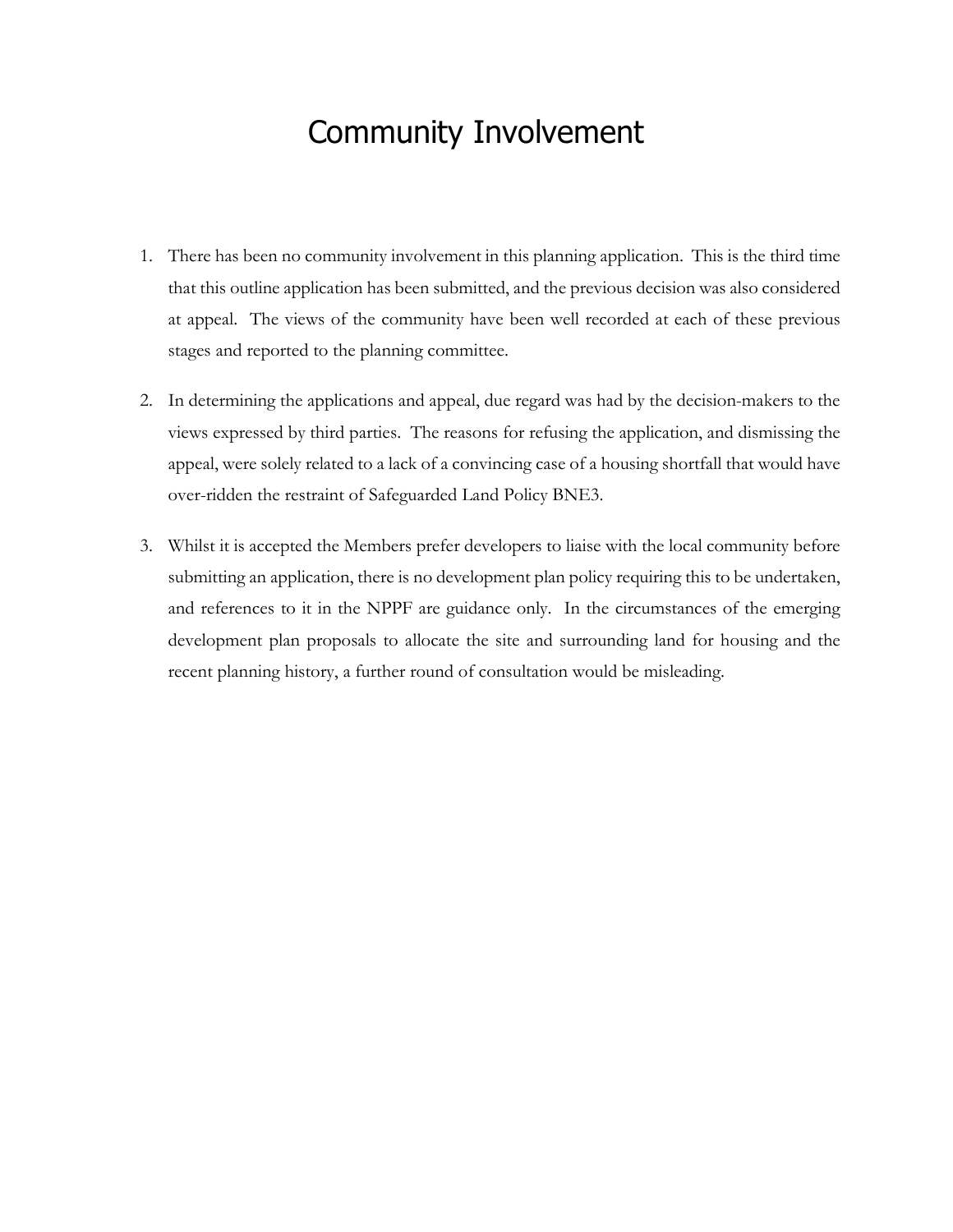# Community Involvement

1. There has been no community involvement in this planning application. This is the third time that this outline application has been submitted, and the previous decision was also considered at appeal. The views of the community have been well recorded at each of these previous stages and reported to the planning committee.

2. In determining the applications and appeal, due regard was had by the decision-makers to the views expressed by third parties. The reasons for refusing the application, and dismissing the appeal, were solely related to a lack of a convincing case of a housing shortfall that would have over-ridden the restraint of Safeguarded Land Policy BNE3.

3. Whilst it is accepted the Members prefer developers to liaise with the local community before submitting an application, there is no development plan policy requiring this to be undertaken, and references to it in the NPPF are guidance only. In the circumstances of the emerging development plan proposals to allocate the site and surrounding land for housing and the recent planning history, a further round of consultation would be misleading.